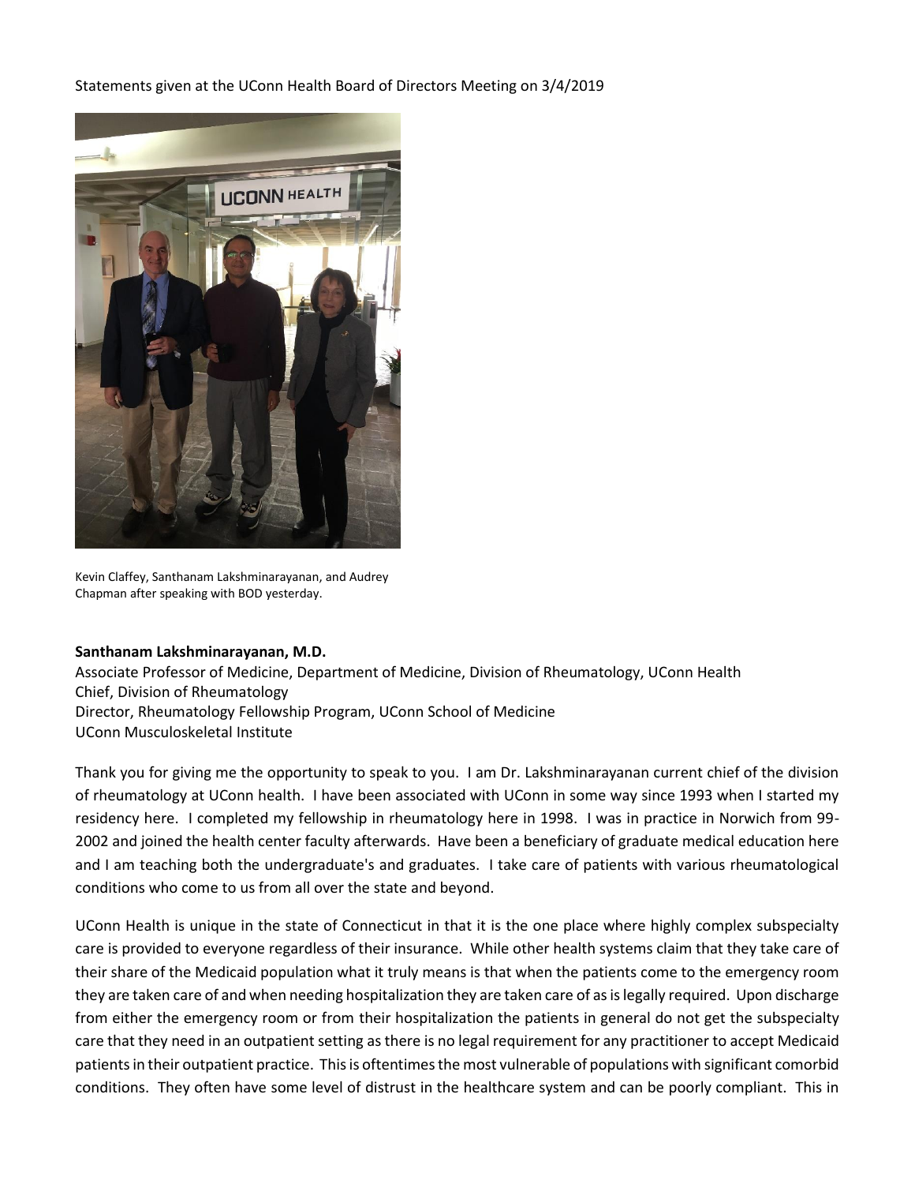Statements given at the UConn Health Board of Directors Meeting on 3/4/2019

Kevin Claffey, Santhanam Lakshminarayanan, and Audrey Chapman after speaking with BOD yesterday.

**Santhanam Lakshminarayanan, M.D.**
Associate Professor of Medicine, Department of Medicine, Division of Rheumatology, UConn Health
Chief, Division of Rheumatology
Director, Rheumatology Fellowship Program, UConn School of Medicine
UConn Musculoskeletal Institute

Thank you for giving me the opportunity to speak to you. I am Dr. Lakshminarayanan current chief of the division of rheumatology at UConn health. I have been associated with UConn in some way since 1993 when I started my residency here. I completed my fellowship in rheumatology here in 1998. I was in practice in Norwich from 99-2002 and joined the health center faculty afterwards. Have been a beneficiary of graduate medical education here and I am teaching both the undergraduate's and graduates. I take care of patients with various rheumatological conditions who come to us from all over the state and beyond.

UConn Health is unique in the state of Connecticut in that it is the one place where highly complex subspecialty care is provided to everyone regardless of their insurance. While other health systems claim that they take care of their share of the Medicaid population what it truly means is that when the patients come to the emergency room they are taken care of and when needing hospitalization they are taken care of as is legally required. Upon discharge from either the emergency room or from their hospitalization the patients in general do not get the subspecialty care that they need in an outpatient setting as there is no legal requirement for any practitioner to accept Medicaid patients in their outpatient practice. This is oftentimes the most vulnerable of populations with significant comorbid conditions. They often have some level of distrust in the healthcare system and can be poorly compliant. This in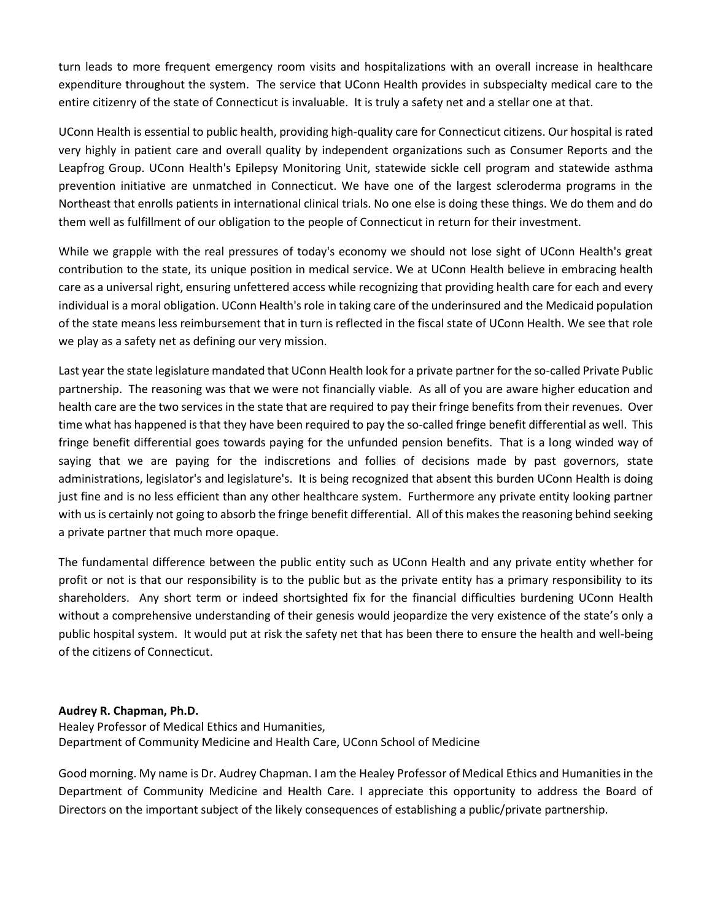turn leads to more frequent emergency room visits and hospitalizations with an overall increase in healthcare expenditure throughout the system. The service that UConn Health provides in subspecialty medical care to the entire citizenry of the state of Connecticut is invaluable. It is truly a safety net and a stellar one at that.

UConn Health is essential to public health, providing high-quality care for Connecticut citizens. Our hospital is rated very highly in patient care and overall quality by independent organizations such as Consumer Reports and the Leapfrog Group. UConn Health's Epilepsy Monitoring Unit, statewide sickle cell program and statewide asthma prevention initiative are unmatched in Connecticut. We have one of the largest scleroderma programs in the Northeast that enrolls patients in international clinical trials. No one else is doing these things. We do them and do them well as fulfillment of our obligation to the people of Connecticut in return for their investment.

While we grapple with the real pressures of today's economy we should not lose sight of UConn Health's great contribution to the state, its unique position in medical service. We at UConn Health believe in embracing health care as a universal right, ensuring unfettered access while recognizing that providing health care for each and every individual is a moral obligation. UConn Health's role in taking care of the underinsured and the Medicaid population of the state means less reimbursement that in turn is reflected in the fiscal state of UConn Health. We see that role we play as a safety net as defining our very mission.

Last year the state legislature mandated that UConn Health look for a private partner for the so-called Private Public partnership. The reasoning was that we were not financially viable. As all of you are aware higher education and health care are the two services in the state that are required to pay their fringe benefits from their revenues. Over time what has happened is that they have been required to pay the so-called fringe benefit differential as well. This fringe benefit differential goes towards paying for the unfunded pension benefits. That is a long winded way of saying that we are paying for the indiscretions and follies of decisions made by past governors, state administrations, legislator's and legislature's. It is being recognized that absent this burden UConn Health is doing just fine and is no less efficient than any other healthcare system. Furthermore any private entity looking partner with us is certainly not going to absorb the fringe benefit differential. All of this makes the reasoning behind seeking a private partner that much more opaque.

The fundamental difference between the public entity such as UConn Health and any private entity whether for profit or not is that our responsibility is to the public but as the private entity has a primary responsibility to its shareholders. Any short term or indeed shortsighted fix for the financial difficulties burdening UConn Health without a comprehensive understanding of their genesis would jeopardize the very existence of the state's only a public hospital system. It would put at risk the safety net that has been there to ensure the health and well-being of the citizens of Connecticut.

**Audrey R. Chapman, Ph.D.**
Healey Professor of Medical Ethics and Humanities,
Department of Community Medicine and Health Care, UConn School of Medicine

Good morning. My name is Dr. Audrey Chapman. I am the Healey Professor of Medical Ethics and Humanities in the Department of Community Medicine and Health Care. I appreciate this opportunity to address the Board of Directors on the important subject of the likely consequences of establishing a public/private partnership.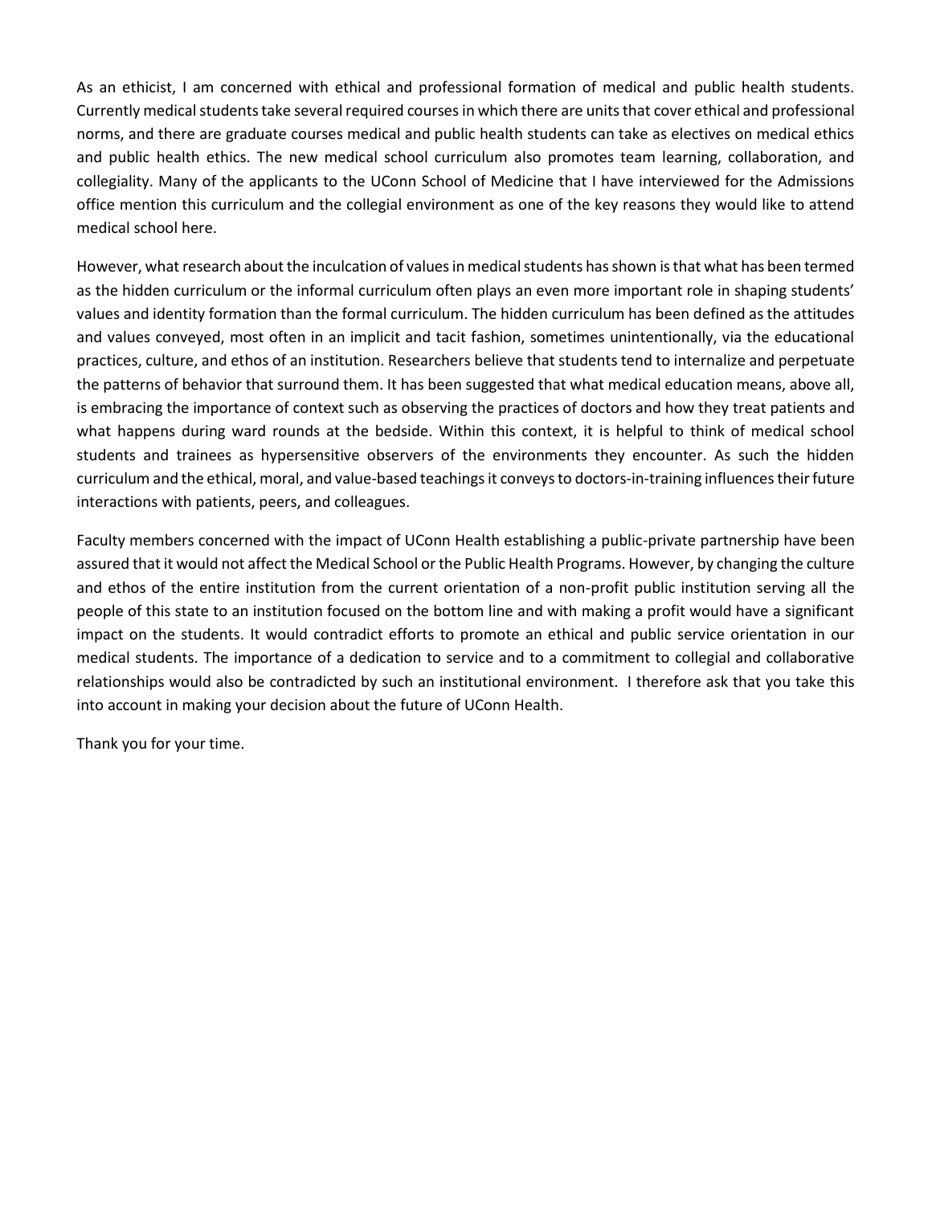As an ethicist, I am concerned with ethical and professional formation of medical and public health students. Currently medical students take several required courses in which there are units that cover ethical and professional norms, and there are graduate courses medical and public health students can take as electives on medical ethics and public health ethics. The new medical school curriculum also promotes team learning, collaboration, and collegiality. Many of the applicants to the UConn School of Medicine that I have interviewed for the Admissions office mention this curriculum and the collegial environment as one of the key reasons they would like to attend medical school here.

However, what research about the inculcation of values in medical students has shown is that what has been termed as the hidden curriculum or the informal curriculum often plays an even more important role in shaping students' values and identity formation than the formal curriculum. The hidden curriculum has been defined as the attitudes and values conveyed, most often in an implicit and tacit fashion, sometimes unintentionally, via the educational practices, culture, and ethos of an institution. Researchers believe that students tend to internalize and perpetuate the patterns of behavior that surround them. It has been suggested that what medical education means, above all, is embracing the importance of context such as observing the practices of doctors and how they treat patients and what happens during ward rounds at the bedside. Within this context, it is helpful to think of medical school students and trainees as hypersensitive observers of the environments they encounter. As such the hidden curriculum and the ethical, moral, and value-based teachings it conveys to doctors-in-training influences their future interactions with patients, peers, and colleagues.

Faculty members concerned with the impact of UConn Health establishing a public-private partnership have been assured that it would not affect the Medical School or the Public Health Programs. However, by changing the culture and ethos of the entire institution from the current orientation of a non-profit public institution serving all the people of this state to an institution focused on the bottom line and with making a profit would have a significant impact on the students. It would contradict efforts to promote an ethical and public service orientation in our medical students. The importance of a dedication to service and to a commitment to collegial and collaborative relationships would also be contradicted by such an institutional environment. I therefore ask that you take this into account in making your decision about the future of UConn Health.

Thank you for your time.